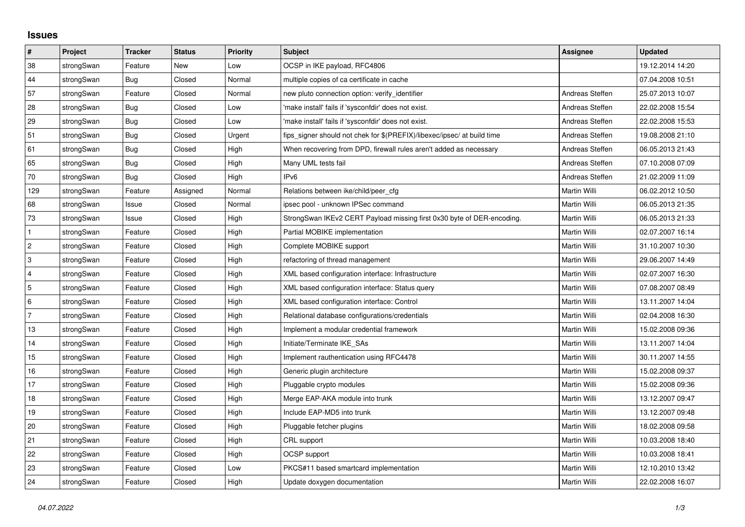# Issues

| # | Project | Tracker | Status | Priority | Subject | Assignee | Updated |
|---|---|---|---|---|---|---|---|
| 38 | strongSwan | Feature | New | Low | OCSP in IKE payload, RFC4806 | | 19.12.2014 14:20 |
| 44 | strongSwan | Bug | Closed | Normal | multiple copies of ca certificate in cache | | 07.04.2008 10:51 |
| 57 | strongSwan | Feature | Closed | Normal | new pluto connection option: verify_identifier | Andreas Steffen | 25.07.2013 10:07 |
| 28 | strongSwan | Bug | Closed | Low | 'make install' fails if 'sysconfdir' does not exist. | Andreas Steffen | 22.02.2008 15:54 |
| 29 | strongSwan | Bug | Closed | Low | 'make install' fails if 'sysconfdir' does not exist. | Andreas Steffen | 22.02.2008 15:53 |
| 51 | strongSwan | Bug | Closed | Urgent | fips_signer should not chek for $(PREFIX)/libexec/ipsec/ at build time | Andreas Steffen | 19.08.2008 21:10 |
| 61 | strongSwan | Bug | Closed | High | When recovering from DPD, firewall rules aren't added as necessary | Andreas Steffen | 06.05.2013 21:43 |
| 65 | strongSwan | Bug | Closed | High | Many UML tests fail | Andreas Steffen | 07.10.2008 07:09 |
| 70 | strongSwan | Bug | Closed | High | IPv6 | Andreas Steffen | 21.02.2009 11:09 |
| 129 | strongSwan | Feature | Assigned | Normal | Relations between ike/child/peer_cfg | Martin Willi | 06.02.2012 10:50 |
| 68 | strongSwan | Issue | Closed | Normal | ipsec pool - unknown IPSec command | Martin Willi | 06.05.2013 21:35 |
| 73 | strongSwan | Issue | Closed | High | StrongSwan IKEv2 CERT Payload missing first 0x30 byte of DER-encoding. | Martin Willi | 06.05.2013 21:33 |
| 1 | strongSwan | Feature | Closed | High | Partial MOBIKE implementation | Martin Willi | 02.07.2007 16:14 |
| 2 | strongSwan | Feature | Closed | High | Complete MOBIKE support | Martin Willi | 31.10.2007 10:30 |
| 3 | strongSwan | Feature | Closed | High | refactoring of thread management | Martin Willi | 29.06.2007 14:49 |
| 4 | strongSwan | Feature | Closed | High | XML based configuration interface: Infrastructure | Martin Willi | 02.07.2007 16:30 |
| 5 | strongSwan | Feature | Closed | High | XML based configuration interface: Status query | Martin Willi | 07.08.2007 08:49 |
| 6 | strongSwan | Feature | Closed | High | XML based configuration interface: Control | Martin Willi | 13.11.2007 14:04 |
| 7 | strongSwan | Feature | Closed | High | Relational database configurations/credentials | Martin Willi | 02.04.2008 16:30 |
| 13 | strongSwan | Feature | Closed | High | Implement a modular credential framework | Martin Willi | 15.02.2008 09:36 |
| 14 | strongSwan | Feature | Closed | High | Initiate/Terminate IKE_SAs | Martin Willi | 13.11.2007 14:04 |
| 15 | strongSwan | Feature | Closed | High | Implement rauthentication using RFC4478 | Martin Willi | 30.11.2007 14:55 |
| 16 | strongSwan | Feature | Closed | High | Generic plugin architecture | Martin Willi | 15.02.2008 09:37 |
| 17 | strongSwan | Feature | Closed | High | Pluggable crypto modules | Martin Willi | 15.02.2008 09:36 |
| 18 | strongSwan | Feature | Closed | High | Merge EAP-AKA module into trunk | Martin Willi | 13.12.2007 09:47 |
| 19 | strongSwan | Feature | Closed | High | Include EAP-MD5 into trunk | Martin Willi | 13.12.2007 09:48 |
| 20 | strongSwan | Feature | Closed | High | Pluggable fetcher plugins | Martin Willi | 18.02.2008 09:58 |
| 21 | strongSwan | Feature | Closed | High | CRL support | Martin Willi | 10.03.2008 18:40 |
| 22 | strongSwan | Feature | Closed | High | OCSP support | Martin Willi | 10.03.2008 18:41 |
| 23 | strongSwan | Feature | Closed | Low | PKCS#11 based smartcard implementation | Martin Willi | 12.10.2010 13:42 |
| 24 | strongSwan | Feature | Closed | High | Update doxygen documentation | Martin Willi | 22.02.2008 16:07 |

*04.07.2022*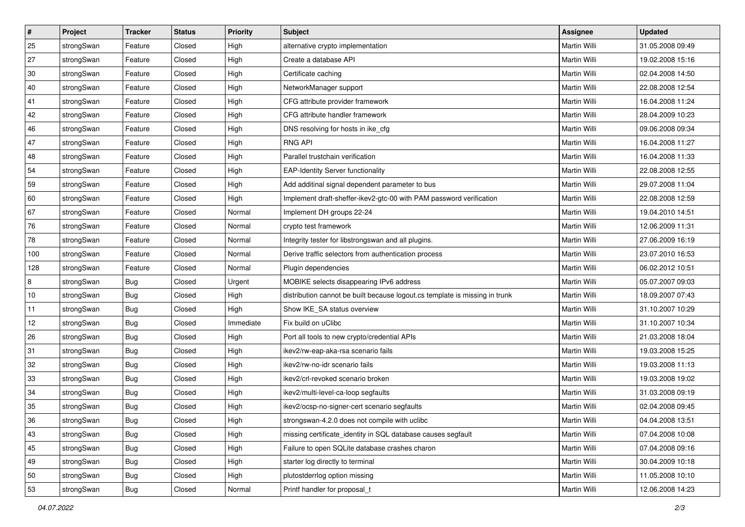| # | Project | Tracker | Status | Priority | Subject | Assignee | Updated |
|---|---|---|---|---|---|---|---|
| 25 | strongSwan | Feature | Closed | High | alternative crypto implementation | Martin Willi | 31.05.2008 09:49 |
| 27 | strongSwan | Feature | Closed | High | Create a database API | Martin Willi | 19.02.2008 15:16 |
| 30 | strongSwan | Feature | Closed | High | Certificate caching | Martin Willi | 02.04.2008 14:50 |
| 40 | strongSwan | Feature | Closed | High | NetworkManager support | Martin Willi | 22.08.2008 12:54 |
| 41 | strongSwan | Feature | Closed | High | CFG attribute provider framework | Martin Willi | 16.04.2008 11:24 |
| 42 | strongSwan | Feature | Closed | High | CFG attribute handler framework | Martin Willi | 28.04.2009 10:23 |
| 46 | strongSwan | Feature | Closed | High | DNS resolving for hosts in ike_cfg | Martin Willi | 09.06.2008 09:34 |
| 47 | strongSwan | Feature | Closed | High | RNG API | Martin Willi | 16.04.2008 11:27 |
| 48 | strongSwan | Feature | Closed | High | Parallel trustchain verification | Martin Willi | 16.04.2008 11:33 |
| 54 | strongSwan | Feature | Closed | High | EAP-Identity Server functionality | Martin Willi | 22.08.2008 12:55 |
| 59 | strongSwan | Feature | Closed | High | Add additinal signal dependent parameter to bus | Martin Willi | 29.07.2008 11:04 |
| 60 | strongSwan | Feature | Closed | High | Implement draft-sheffer-ikev2-gtc-00 with PAM password verification | Martin Willi | 22.08.2008 12:59 |
| 67 | strongSwan | Feature | Closed | Normal | Implement DH groups 22-24 | Martin Willi | 19.04.2010 14:51 |
| 76 | strongSwan | Feature | Closed | Normal | crypto test framework | Martin Willi | 12.06.2009 11:31 |
| 78 | strongSwan | Feature | Closed | Normal | Integrity tester for libstrongswan and all plugins. | Martin Willi | 27.06.2009 16:19 |
| 100 | strongSwan | Feature | Closed | Normal | Derive traffic selectors from authentication process | Martin Willi | 23.07.2010 16:53 |
| 128 | strongSwan | Feature | Closed | Normal | Plugin dependencies | Martin Willi | 06.02.2012 10:51 |
| 8 | strongSwan | Bug | Closed | Urgent | MOBIKE selects disappearing IPv6 address | Martin Willi | 05.07.2007 09:03 |
| 10 | strongSwan | Bug | Closed | High | distribution cannot be built because logout.cs template is missing in trunk | Martin Willi | 18.09.2007 07:43 |
| 11 | strongSwan | Bug | Closed | High | Show IKE_SA status overview | Martin Willi | 31.10.2007 10:29 |
| 12 | strongSwan | Bug | Closed | Immediate | Fix build on uClibc | Martin Willi | 31.10.2007 10:34 |
| 26 | strongSwan | Bug | Closed | High | Port all tools to new crypto/credential APIs | Martin Willi | 21.03.2008 18:04 |
| 31 | strongSwan | Bug | Closed | High | ikev2/rw-eap-aka-rsa scenario fails | Martin Willi | 19.03.2008 15:25 |
| 32 | strongSwan | Bug | Closed | High | ikev2/rw-no-idr scenario fails | Martin Willi | 19.03.2008 11:13 |
| 33 | strongSwan | Bug | Closed | High | ikev2/crl-revoked scenario broken | Martin Willi | 19.03.2008 19:02 |
| 34 | strongSwan | Bug | Closed | High | ikev2/multi-level-ca-loop segfaults | Martin Willi | 31.03.2008 09:19 |
| 35 | strongSwan | Bug | Closed | High | ikev2/ocsp-no-signer-cert scenario segfaults | Martin Willi | 02.04.2008 09:45 |
| 36 | strongSwan | Bug | Closed | High | strongswan-4.2.0 does not compile with uclibc | Martin Willi | 04.04.2008 13:51 |
| 43 | strongSwan | Bug | Closed | High | missing certificate_identity in SQL database causes segfault | Martin Willi | 07.04.2008 10:08 |
| 45 | strongSwan | Bug | Closed | High | Failure to open SQLite database crashes charon | Martin Willi | 07.04.2008 09:16 |
| 49 | strongSwan | Bug | Closed | High | starter log directly to terminal | Martin Willi | 30.04.2009 10:18 |
| 50 | strongSwan | Bug | Closed | High | plutostderrlog option missing | Martin Willi | 11.05.2008 10:10 |
| 53 | strongSwan | Bug | Closed | Normal | Printf handler for proposal_t | Martin Willi | 12.06.2008 14:23 |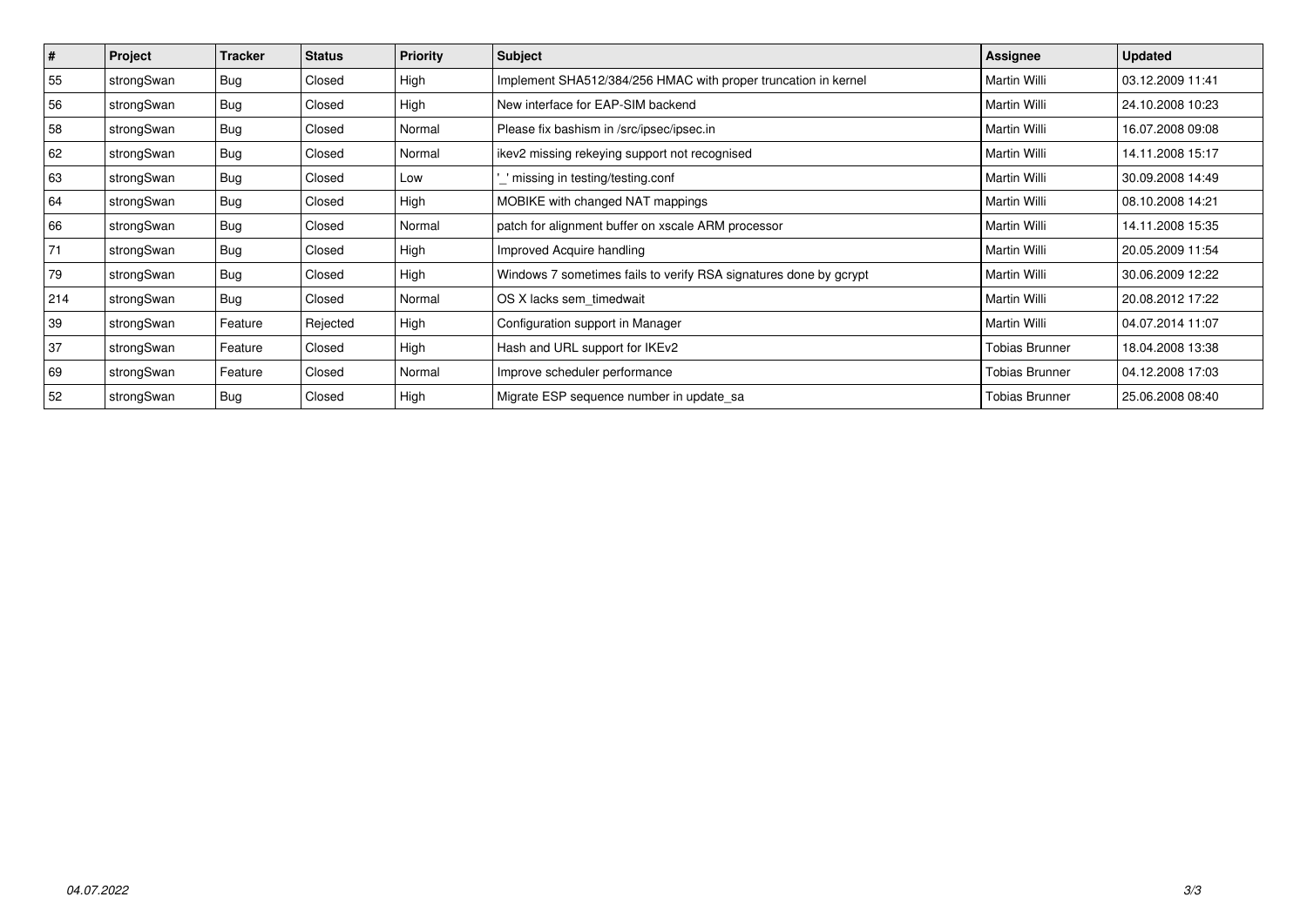| # | Project | Tracker | Status | Priority | Subject | Assignee | Updated |
|---|---|---|---|---|---|---|---|
| 55 | strongSwan | Bug | Closed | High | Implement SHA512/384/256 HMAC with proper truncation in kernel | Martin Willi | 03.12.2009 11:41 |
| 56 | strongSwan | Bug | Closed | High | New interface for EAP-SIM backend | Martin Willi | 24.10.2008 10:23 |
| 58 | strongSwan | Bug | Closed | Normal | Please fix bashism in /src/ipsec/ipsec.in | Martin Willi | 16.07.2008 09:08 |
| 62 | strongSwan | Bug | Closed | Normal | ikev2 missing rekeying support not recognised | Martin Willi | 14.11.2008 15:17 |
| 63 | strongSwan | Bug | Closed | Low | '_' missing in testing/testing.conf | Martin Willi | 30.09.2008 14:49 |
| 64 | strongSwan | Bug | Closed | High | MOBIKE with changed NAT mappings | Martin Willi | 08.10.2008 14:21 |
| 66 | strongSwan | Bug | Closed | Normal | patch for alignment buffer on xscale ARM processor | Martin Willi | 14.11.2008 15:35 |
| 71 | strongSwan | Bug | Closed | High | Improved Acquire handling | Martin Willi | 20.05.2009 11:54 |
| 79 | strongSwan | Bug | Closed | High | Windows 7 sometimes fails to verify RSA signatures done by gcrypt | Martin Willi | 30.06.2009 12:22 |
| 214 | strongSwan | Bug | Closed | Normal | OS X lacks sem_timedwait | Martin Willi | 20.08.2012 17:22 |
| 39 | strongSwan | Feature | Rejected | High | Configuration support in Manager | Martin Willi | 04.07.2014 11:07 |
| 37 | strongSwan | Feature | Closed | High | Hash and URL support for IKEv2 | Tobias Brunner | 18.04.2008 13:38 |
| 69 | strongSwan | Feature | Closed | Normal | Improve scheduler performance | Tobias Brunner | 04.12.2008 17:03 |
| 52 | strongSwan | Bug | Closed | High | Migrate ESP sequence number in update_sa | Tobias Brunner | 25.06.2008 08:40 |

*04.07.2022*